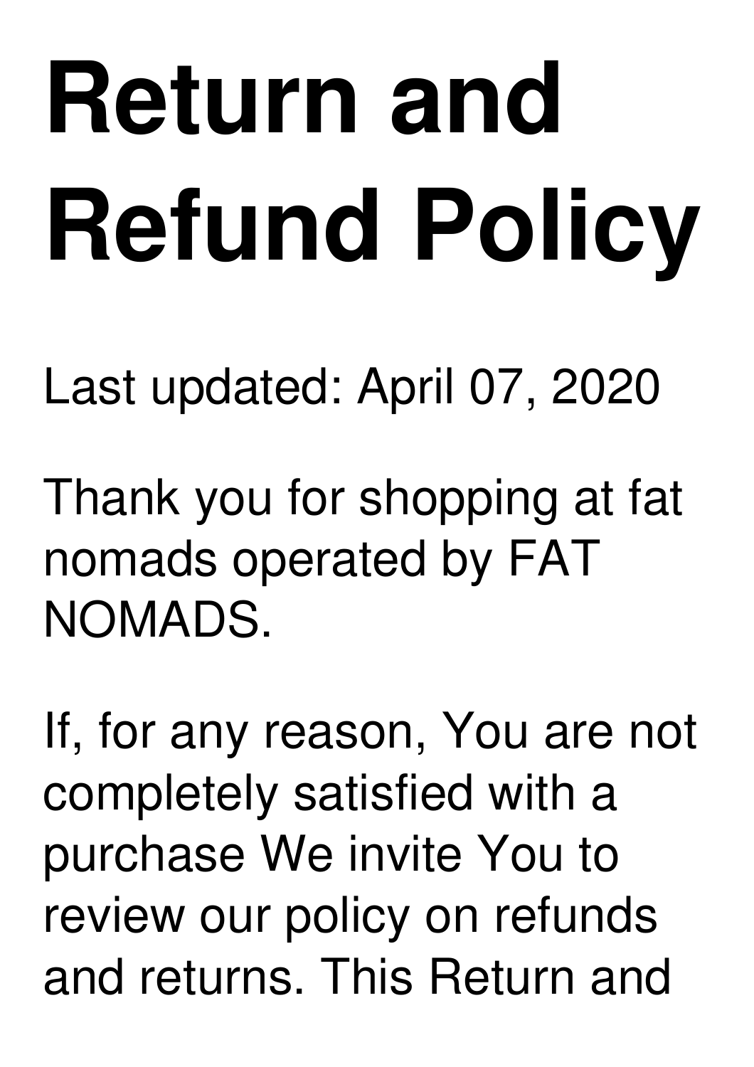# Return and Refund Policy

Last updated: April 07, 2020

Thank you for shopping at fat nomads operated by FAT NOMADS.

If, for any reason, You are not completely satisfied with a purchase We invite You to review our policy on refunds and returns. This Return and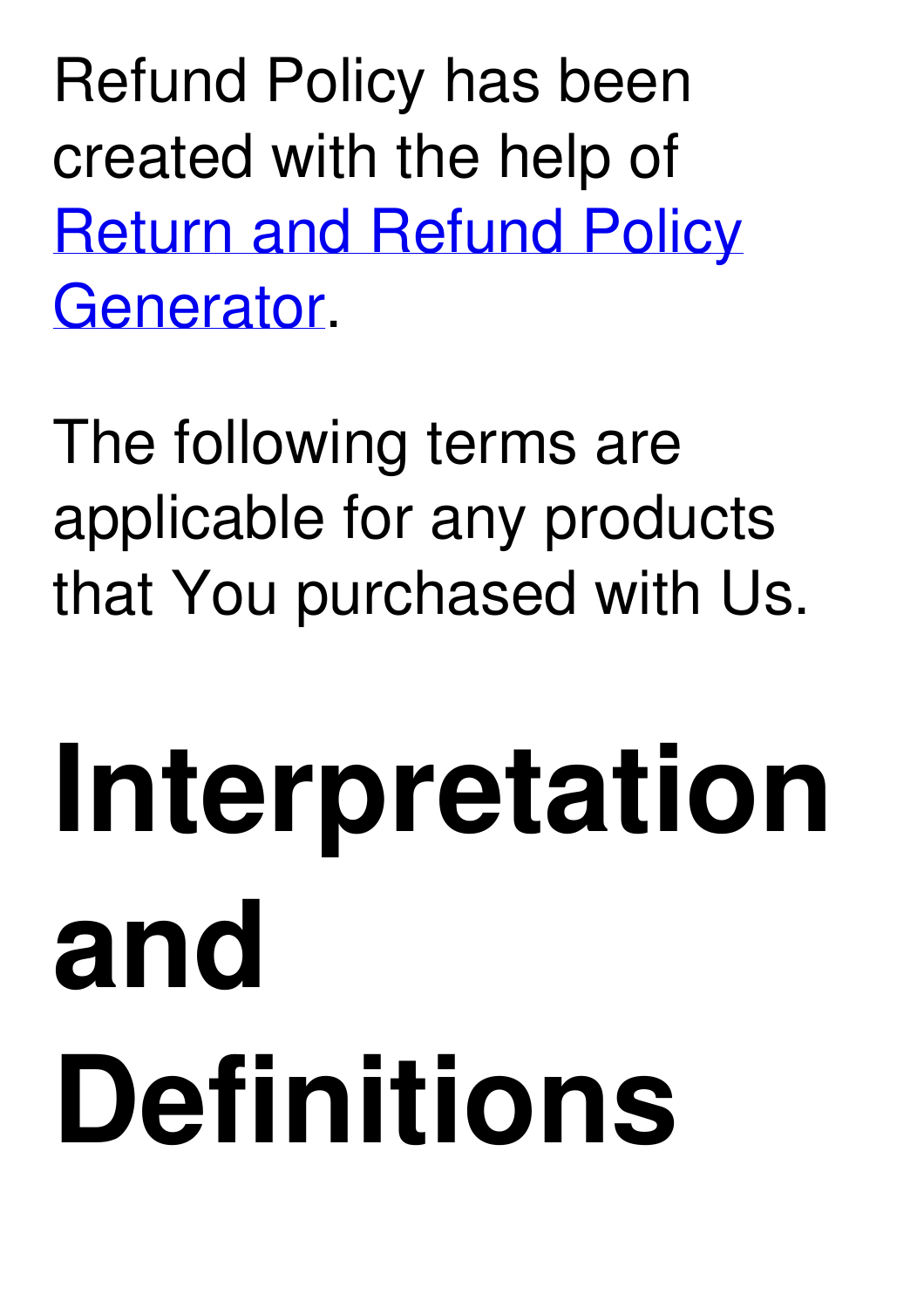Refund Policy has been created with the help of [Return and Refund Policy Generator].

The following terms are applicable for any products that You purchased with Us.

# Interpretation and Definitions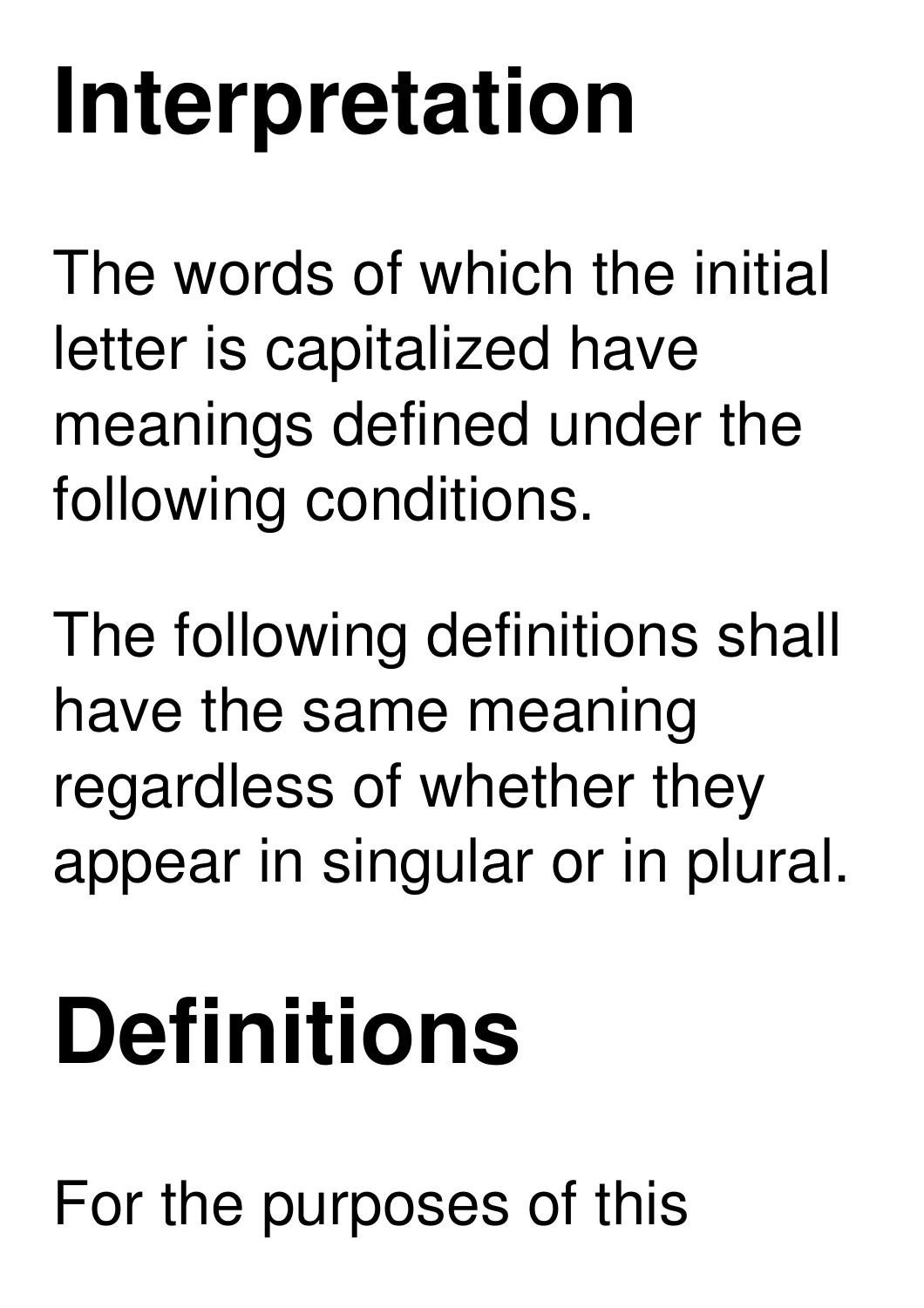# Interpretation

The words of which the initial letter is capitalized have meanings defined under the following conditions.

The following definitions shall have the same meaning regardless of whether they appear in singular or in plural.

# Definitions

For the purposes of this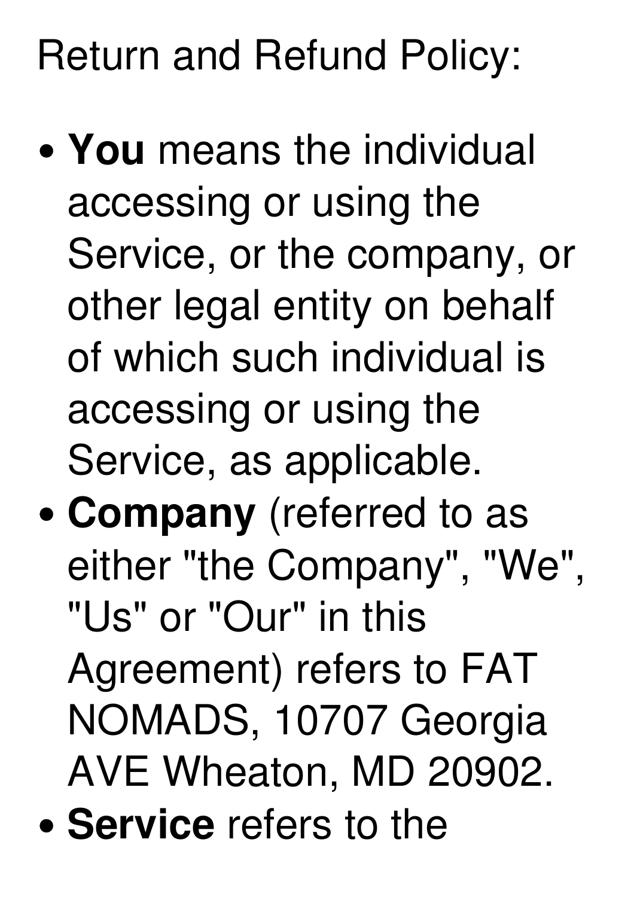Return and Refund Policy:

- **You** means the individual accessing or using the Service, or the company, or other legal entity on behalf of which such individual is accessing or using the Service, as applicable.
- **Company** (referred to as either "the Company", "We", "Us" or "Our" in this Agreement) refers to FAT NOMADS, 10707 Georgia AVE Wheaton, MD 20902.
- **Service** refers to the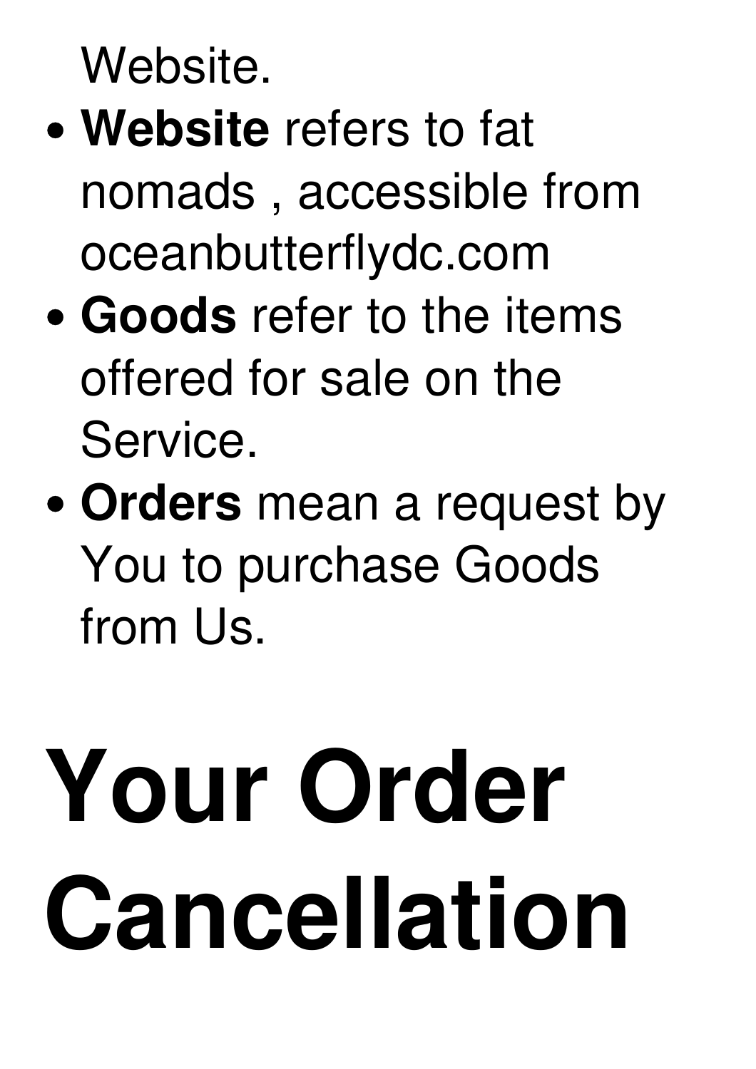Website.

- **Website** refers to fat nomads , accessible from oceanbutterflydc.com
- **Goods** refer to the items offered for sale on the Service.
- **Orders** mean a request by You to purchase Goods from Us.

# Your Order Cancellation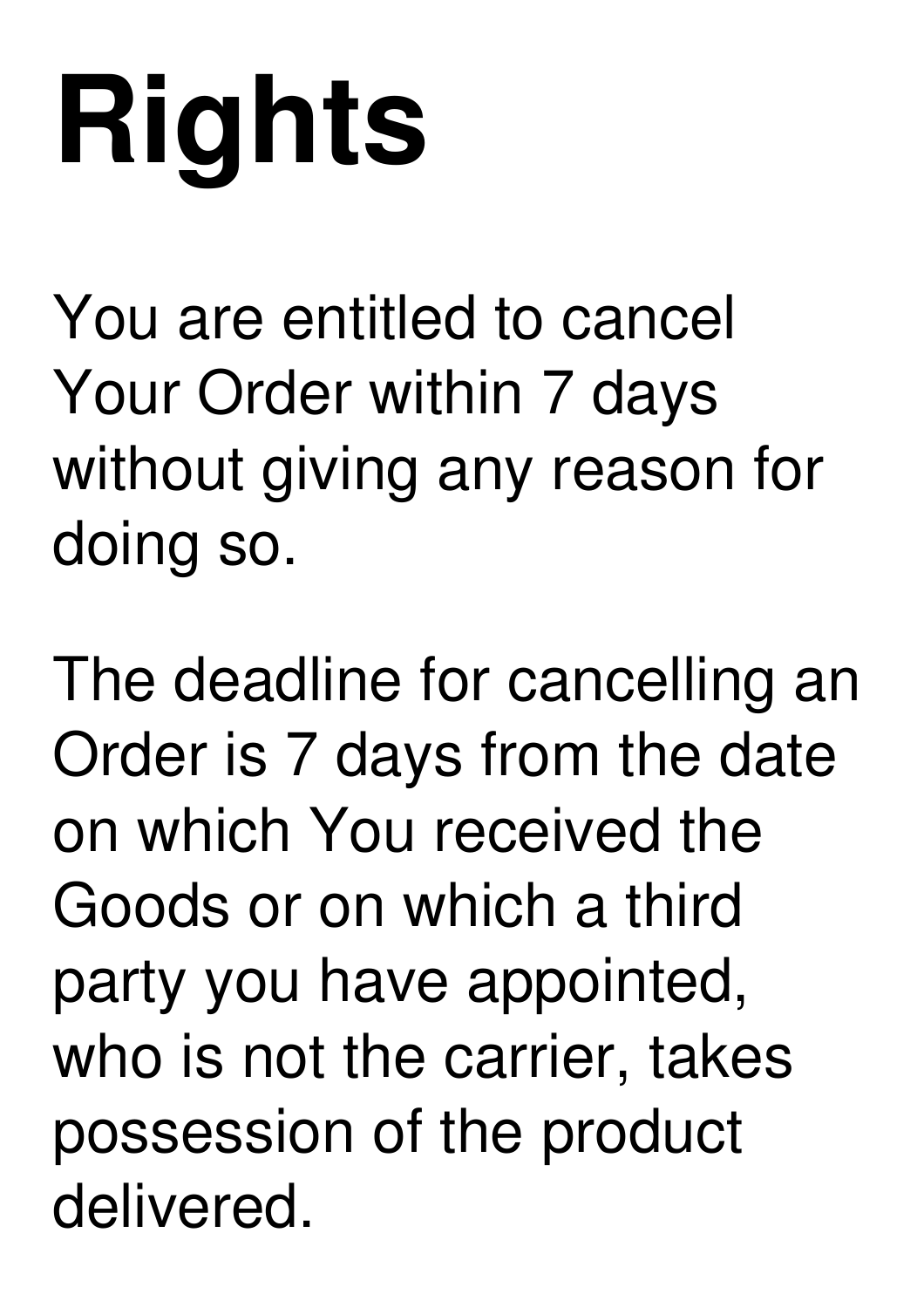# Rights

You are entitled to cancel Your Order within 7 days without giving any reason for doing so.

The deadline for cancelling an Order is 7 days from the date on which You received the Goods or on which a third party you have appointed, who is not the carrier, takes possession of the product delivered.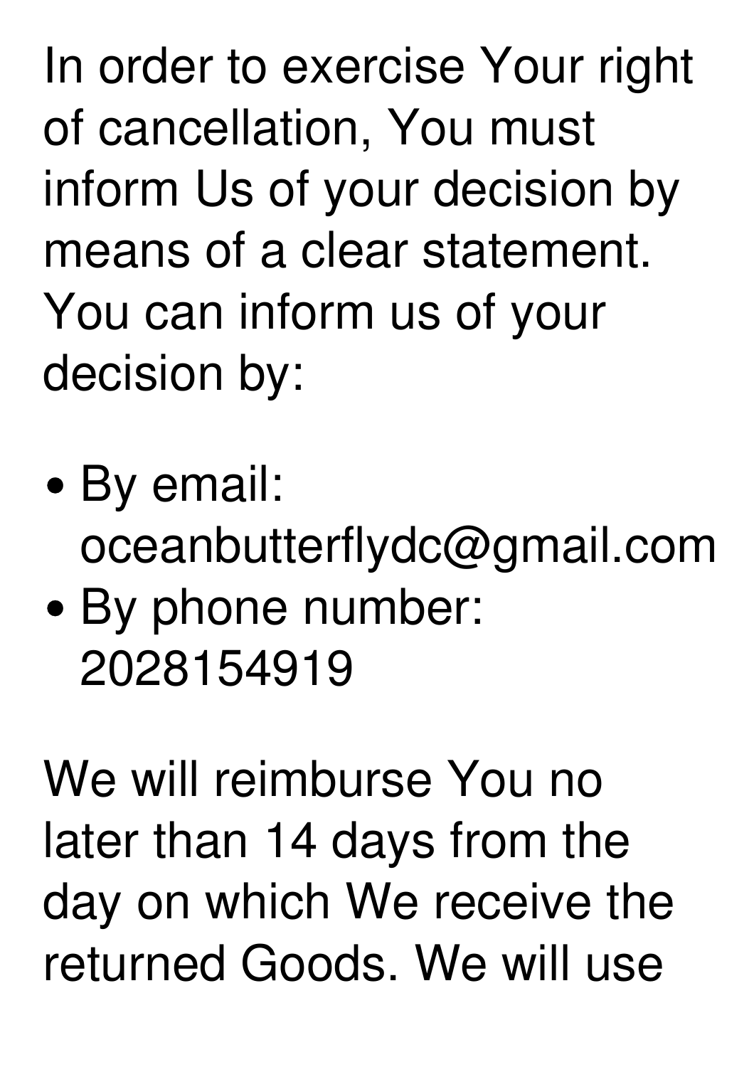In order to exercise Your right of cancellation, You must inform Us of your decision by means of a clear statement. You can inform us of your decision by:

- By email: oceanbutterflydc@gmail.com
- By phone number: 2028154919

We will reimburse You no later than 14 days from the day on which We receive the returned Goods. We will use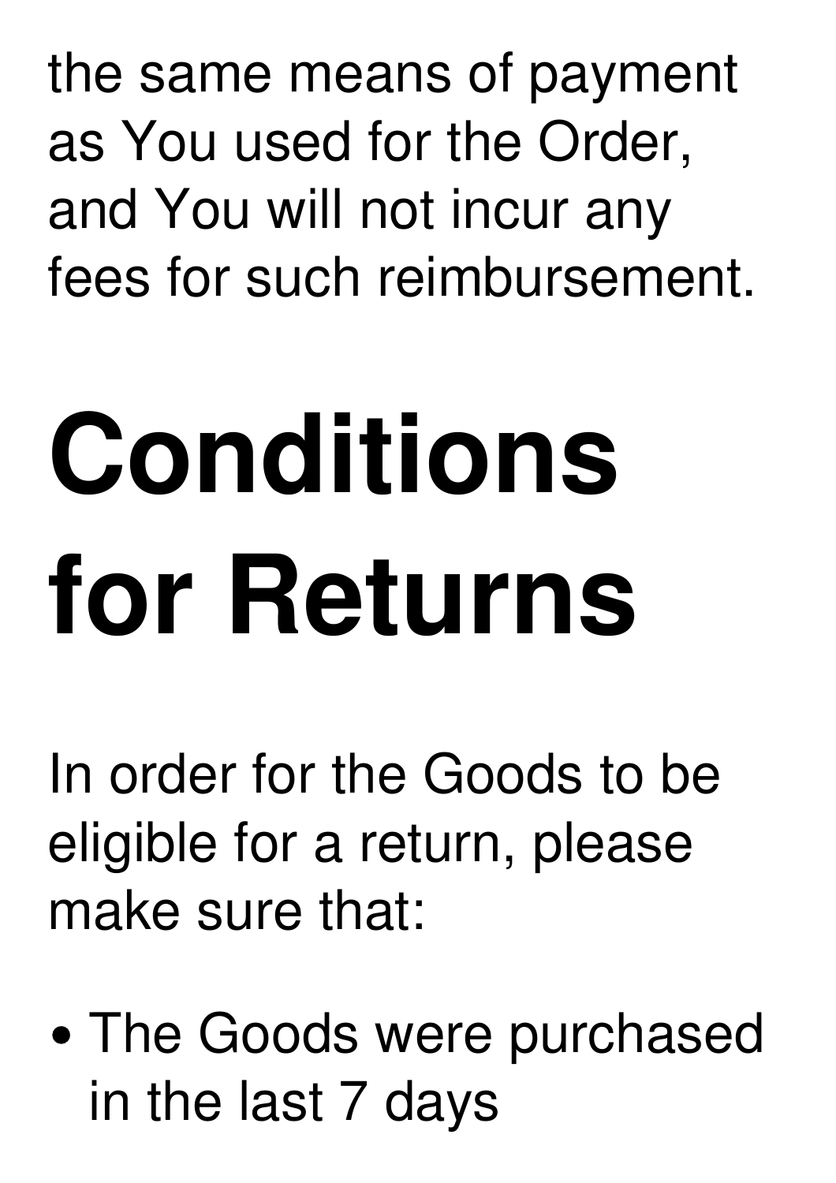the same means of payment as You used for the Order, and You will not incur any fees for such reimbursement.

# Conditions for Returns

In order for the Goods to be eligible for a return, please make sure that:

- The Goods were purchased in the last 7 days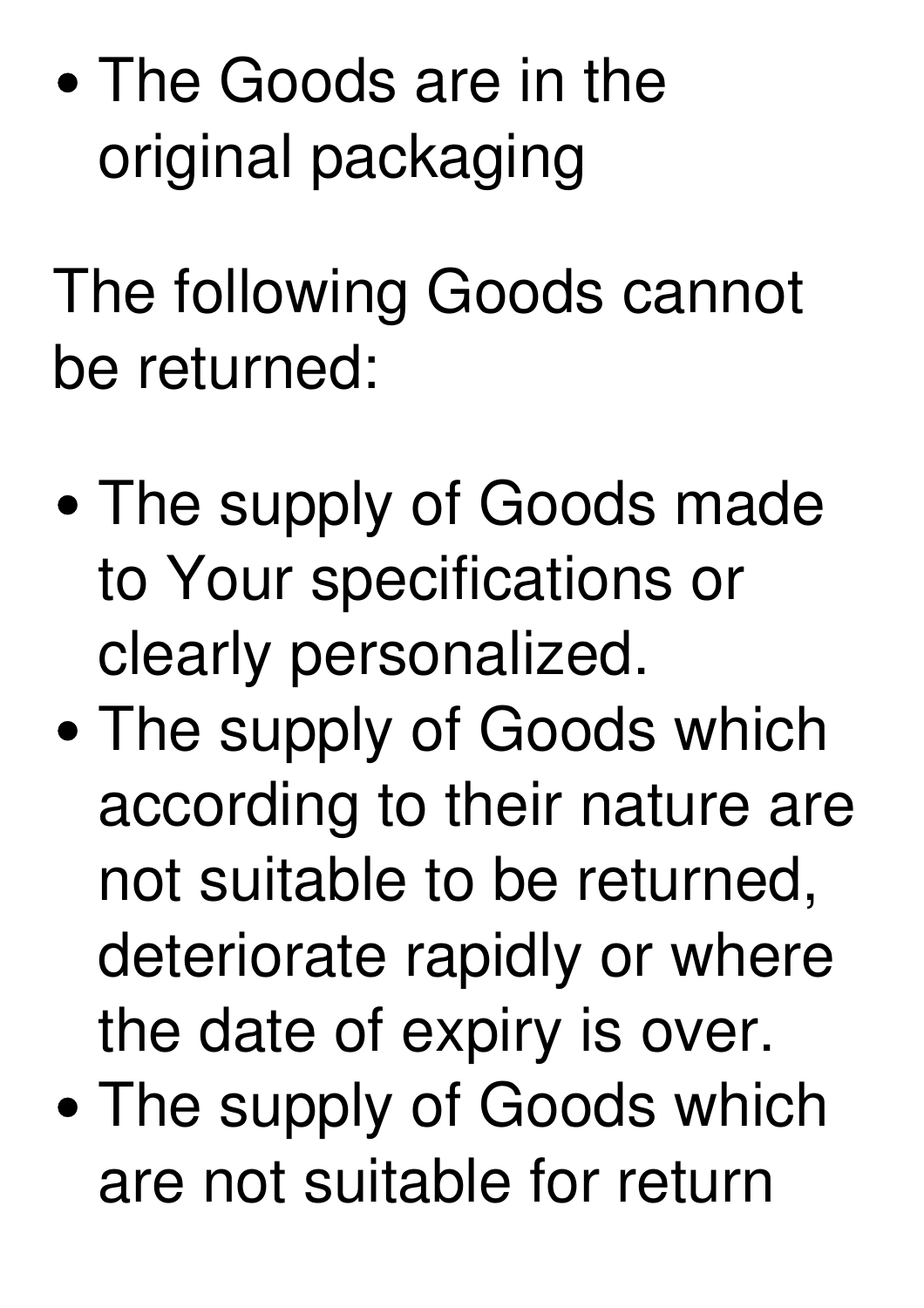- The Goods are in the original packaging

The following Goods cannot be returned:

- The supply of Goods made to Your specifications or clearly personalized.
- The supply of Goods which according to their nature are not suitable to be returned, deteriorate rapidly or where the date of expiry is over.
- The supply of Goods which are not suitable for return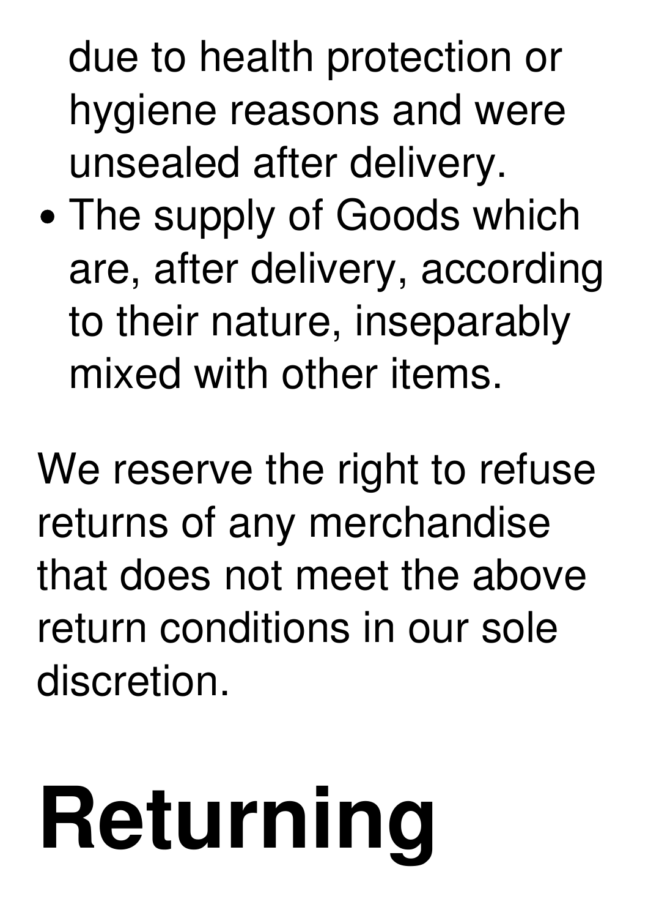due to health protection or hygiene reasons and were unsealed after delivery.
- The supply of Goods which are, after delivery, according to their nature, inseparably mixed with other items.

We reserve the right to refuse returns of any merchandise that does not meet the above return conditions in our sole discretion.

# Returning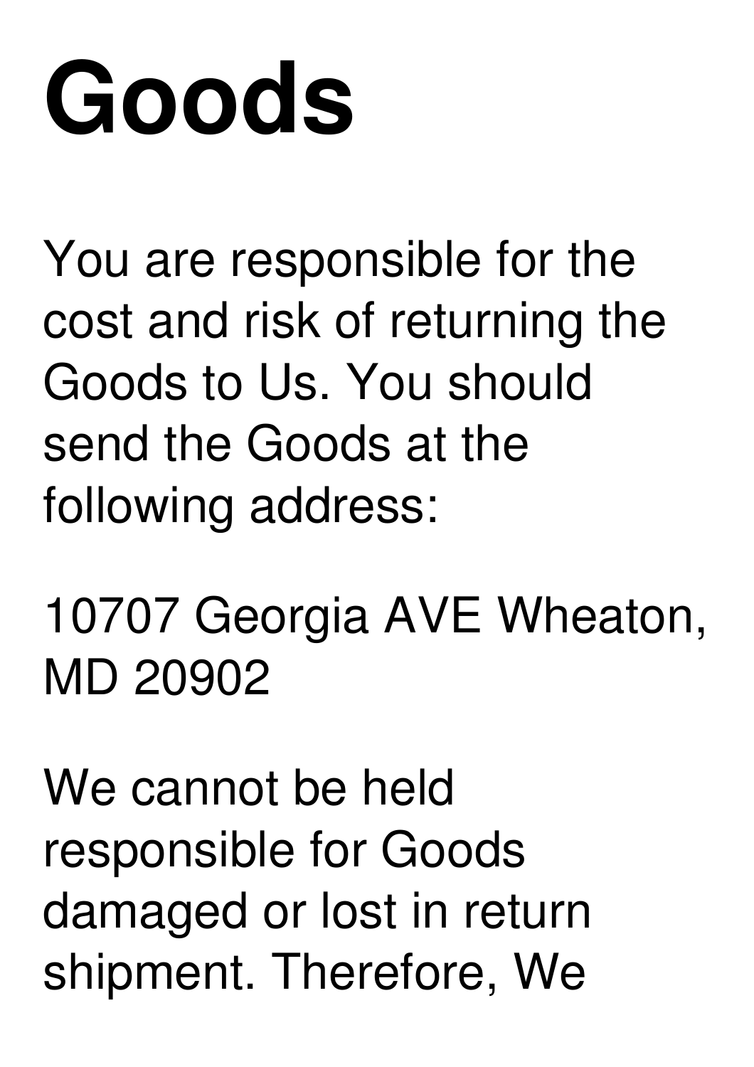# Goods

You are responsible for the cost and risk of returning the Goods to Us. You should send the Goods at the following address:

10707 Georgia AVE Wheaton, MD 20902

We cannot be held responsible for Goods damaged or lost in return shipment. Therefore, We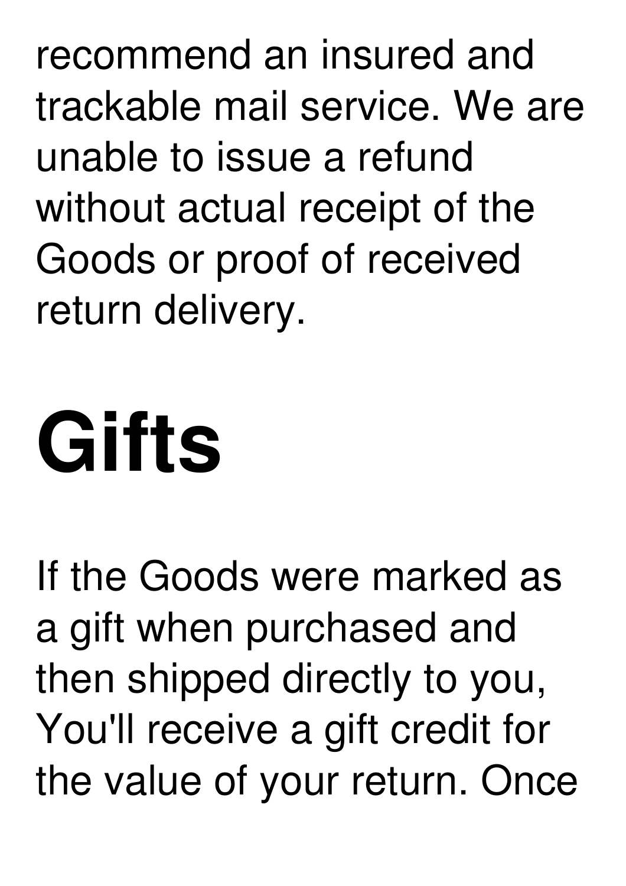recommend an insured and trackable mail service. We are unable to issue a refund without actual receipt of the Goods or proof of received return delivery.

# Gifts

If the Goods were marked as a gift when purchased and then shipped directly to you, You'll receive a gift credit for the value of your return. Once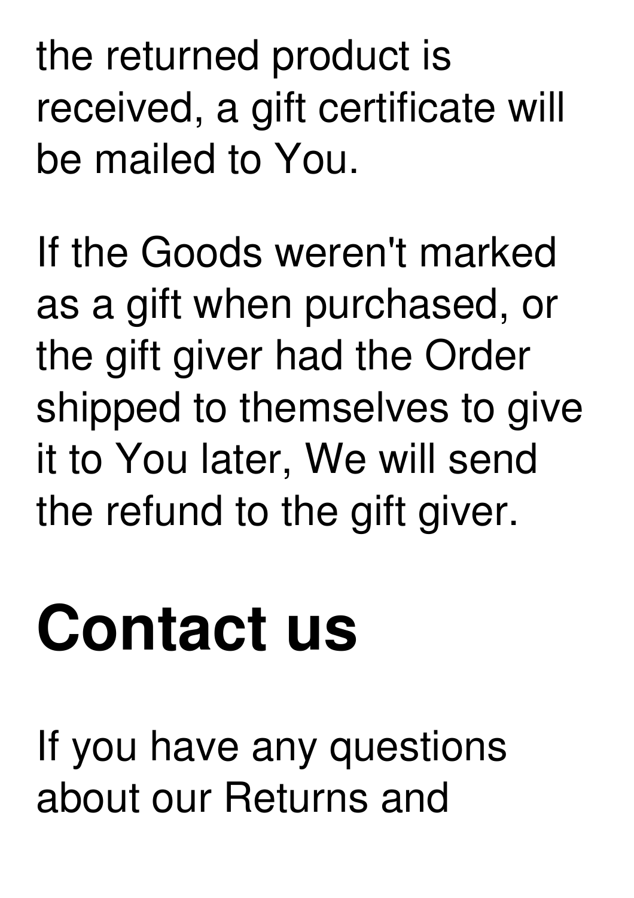the returned product is received, a gift certificate will be mailed to You.

If the Goods weren't marked as a gift when purchased, or the gift giver had the Order shipped to themselves to give it to You later, We will send the refund to the gift giver.

# Contact us

If you have any questions about our Returns and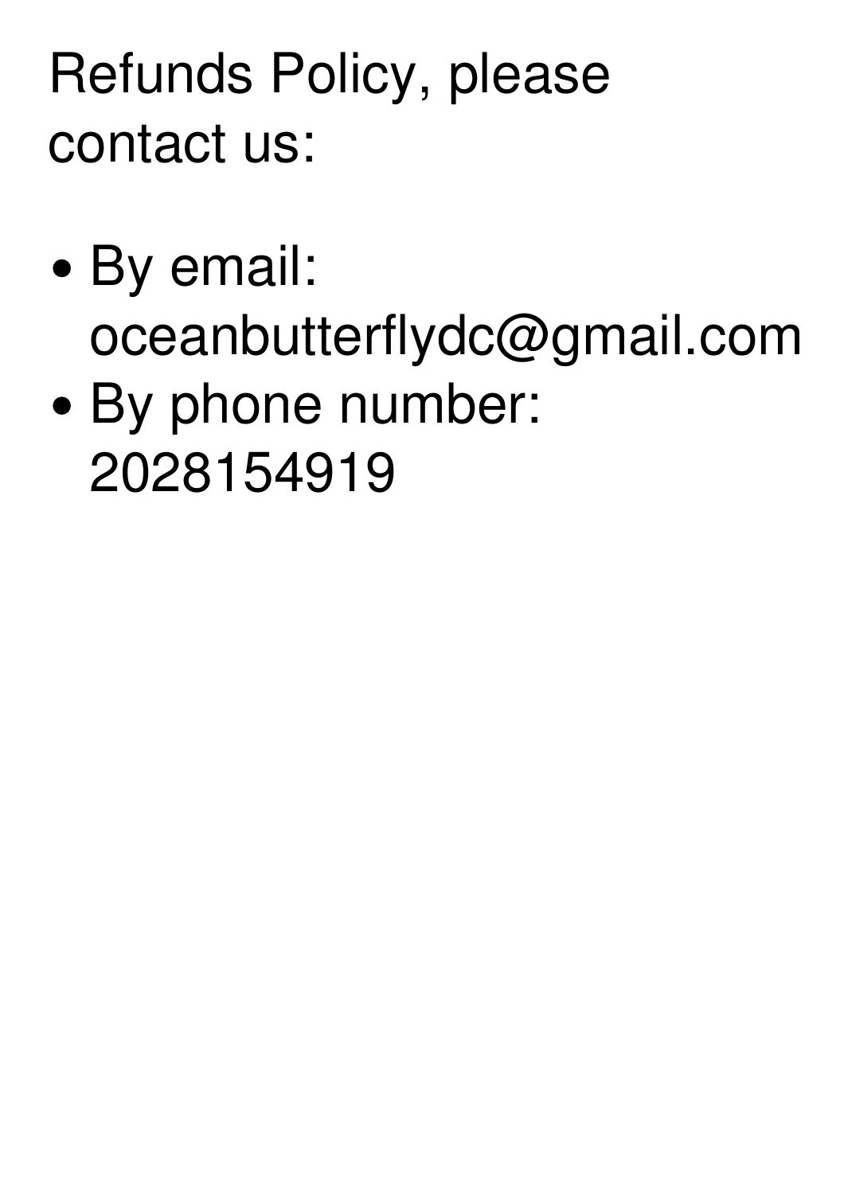Refunds Policy, please contact us:

- By email: oceanbutterflydc@gmail.com
- By phone number: 2028154919